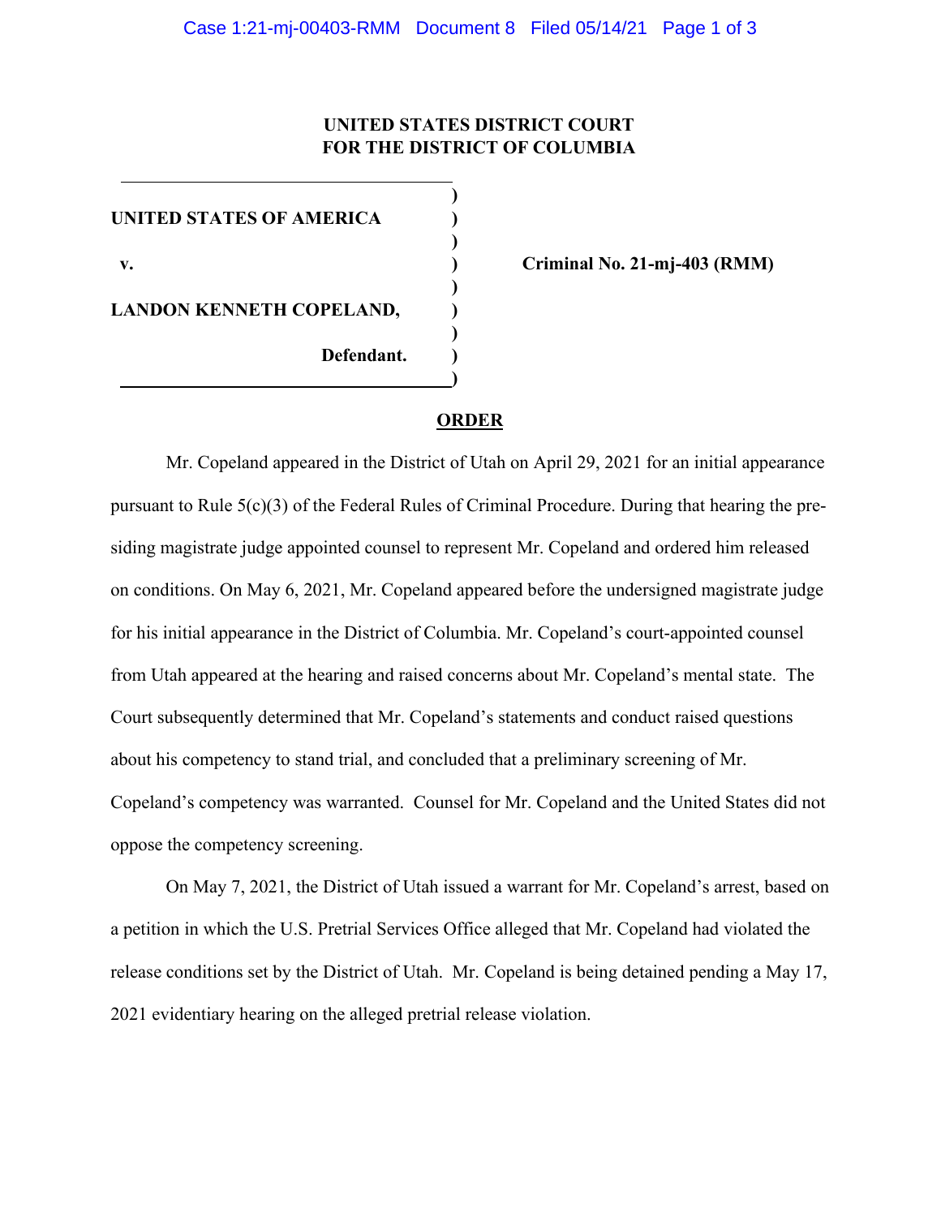**UNITED STATES DISTRICT COURT**
**FOR THE DISTRICT OF COLUMBIA**

| | |
|---|---|
| **UNITED STATES OF AMERICA** | |
| **v.** | **Criminal No. 21-mj-403 (RMM)** |
| **LANDON KENNETH COPELAND,** | |
| **Defendant.** | |

**ORDER**

Mr. Copeland appeared in the District of Utah on April 29, 2021 for an initial appearance pursuant to Rule 5(c)(3) of the Federal Rules of Criminal Procedure. During that hearing the presiding magistrate judge appointed counsel to represent Mr. Copeland and ordered him released on conditions. On May 6, 2021, Mr. Copeland appeared before the undersigned magistrate judge for his initial appearance in the District of Columbia. Mr. Copeland's court-appointed counsel from Utah appeared at the hearing and raised concerns about Mr. Copeland's mental state. The Court subsequently determined that Mr. Copeland's statements and conduct raised questions about his competency to stand trial, and concluded that a preliminary screening of Mr. Copeland's competency was warranted. Counsel for Mr. Copeland and the United States did not oppose the competency screening.

On May 7, 2021, the District of Utah issued a warrant for Mr. Copeland's arrest, based on a petition in which the U.S. Pretrial Services Office alleged that Mr. Copeland had violated the release conditions set by the District of Utah. Mr. Copeland is being detained pending a May 17, 2021 evidentiary hearing on the alleged pretrial release violation.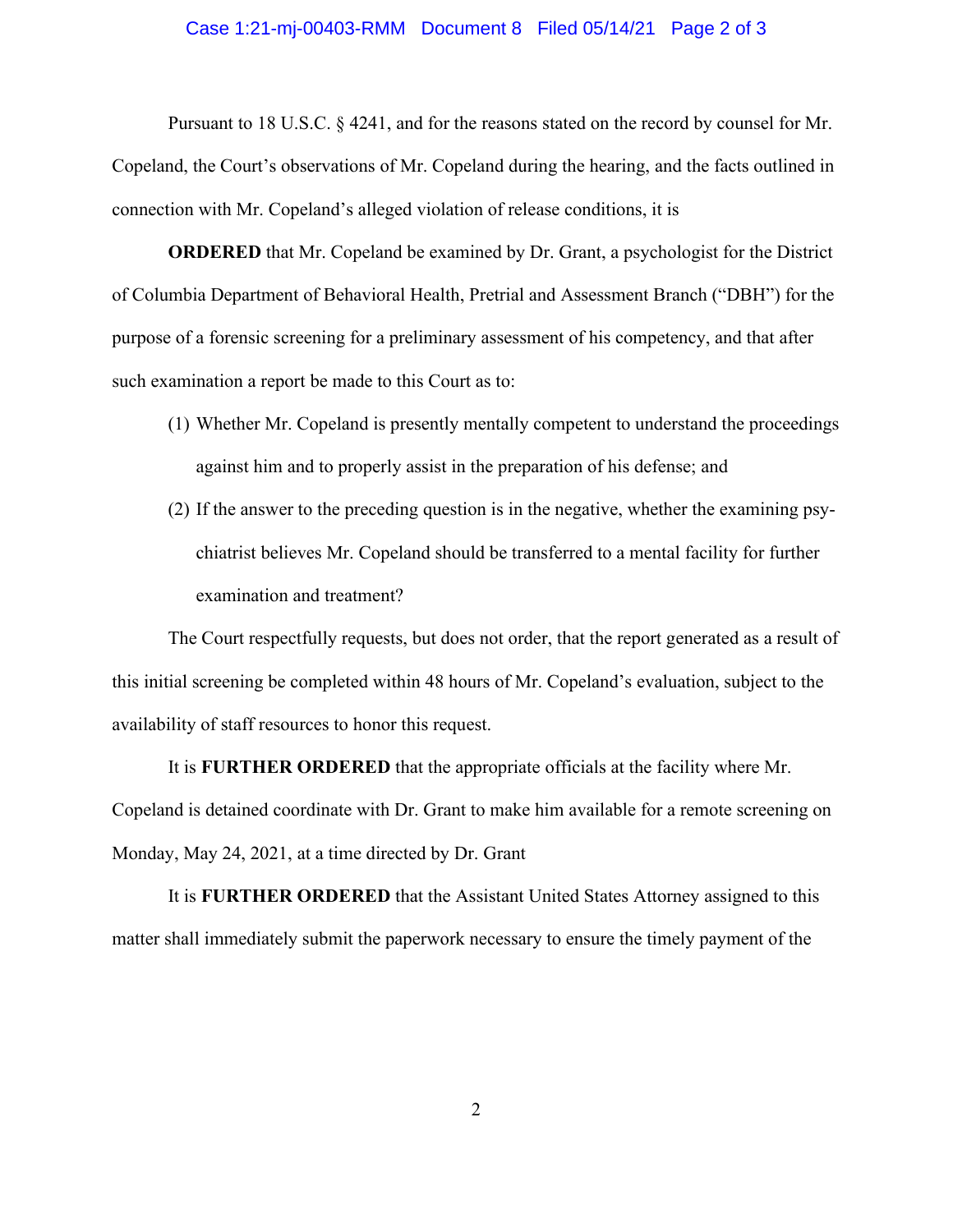Pursuant to 18 U.S.C. § 4241, and for the reasons stated on the record by counsel for Mr. Copeland, the Court's observations of Mr. Copeland during the hearing, and the facts outlined in connection with Mr. Copeland's alleged violation of release conditions, it is

**ORDERED** that Mr. Copeland be examined by Dr. Grant, a psychologist for the District of Columbia Department of Behavioral Health, Pretrial and Assessment Branch ("DBH") for the purpose of a forensic screening for a preliminary assessment of his competency, and that after such examination a report be made to this Court as to:

(1) Whether Mr. Copeland is presently mentally competent to understand the proceedings against him and to properly assist in the preparation of his defense; and

(2) If the answer to the preceding question is in the negative, whether the examining psychiatrist believes Mr. Copeland should be transferred to a mental facility for further examination and treatment?

The Court respectfully requests, but does not order, that the report generated as a result of this initial screening be completed within 48 hours of Mr. Copeland's evaluation, subject to the availability of staff resources to honor this request.

It is **FURTHER ORDERED** that the appropriate officials at the facility where Mr. Copeland is detained coordinate with Dr. Grant to make him available for a remote screening on Monday, May 24, 2021, at a time directed by Dr. Grant

It is **FURTHER ORDERED** that the Assistant United States Attorney assigned to this matter shall immediately submit the paperwork necessary to ensure the timely payment of the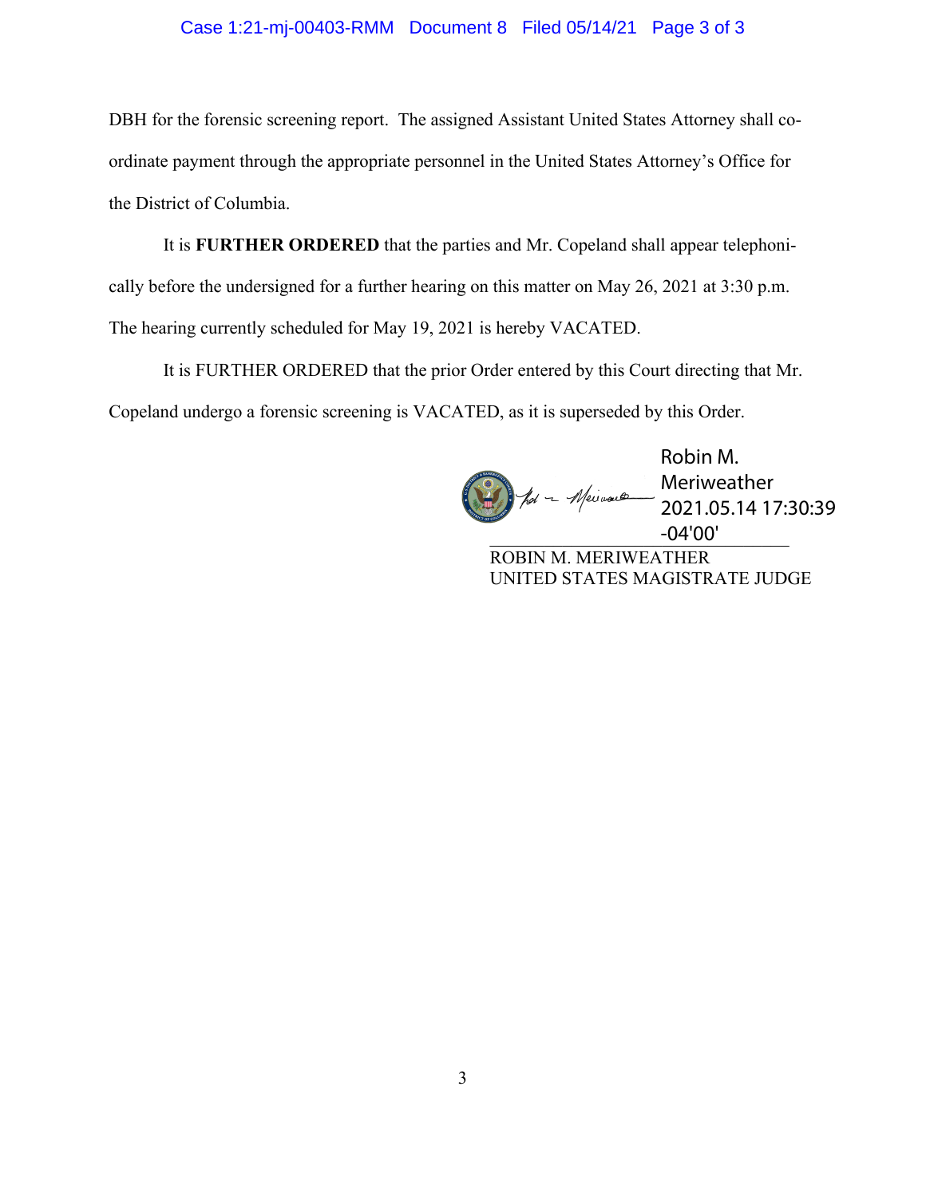DBH for the forensic screening report. The assigned Assistant United States Attorney shall coordinate payment through the appropriate personnel in the United States Attorney's Office for the District of Columbia.

It is **FURTHER ORDERED** that the parties and Mr. Copeland shall appear telephonically before the undersigned for a further hearing on this matter on May 26, 2021 at 3:30 p.m. The hearing currently scheduled for May 19, 2021 is hereby VACATED.

It is FURTHER ORDERED that the prior Order entered by this Court directing that Mr. Copeland undergo a forensic screening is VACATED, as it is superseded by this Order.

Robin M. Meriweather
2021.05.14 17:30:39 -04'00'

ROBIN M. MERIWEATHER
UNITED STATES MAGISTRATE JUDGE